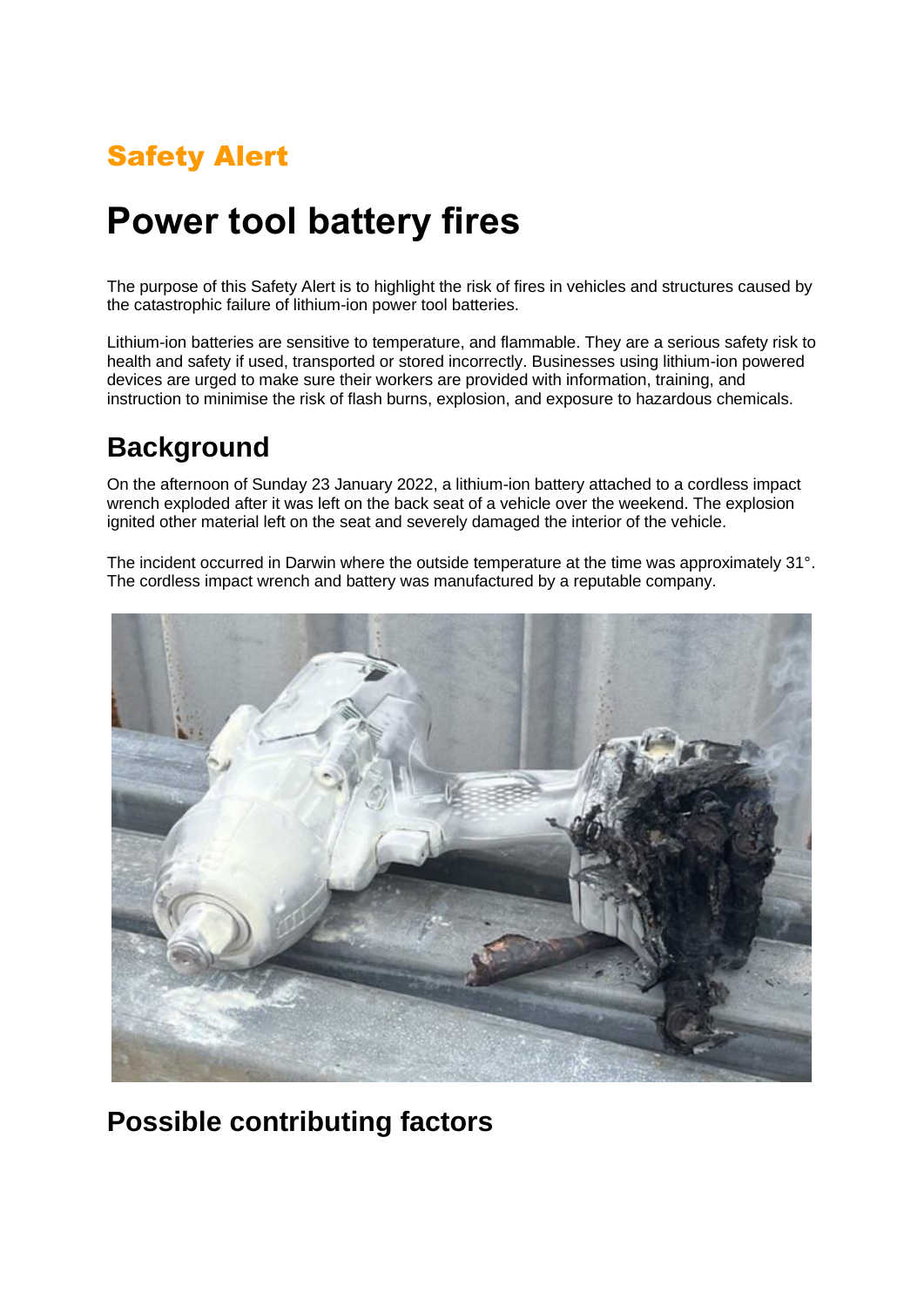## Safety Alert

# Power tool battery fires

The purpose of this Safety Alert is to highlight the risk of fires in vehicles and structures caused by the catastrophic failure of lithium-ion power tool batteries.

Lithium-ion batteries are sensitive to temperature, and flammable. They are a serious safety risk to health and safety if used, transported or stored incorrectly. Businesses using lithium-ion powered devices are urged to make sure their workers are provided with information, training, and instruction to minimise the risk of flash burns, explosion, and exposure to hazardous chemicals.

## Background

On the afternoon of Sunday 23 January 2022, a lithium-ion battery attached to a cordless impact wrench exploded after it was left on the back seat of a vehicle over the weekend. The explosion ignited other material left on the seat and severely damaged the interior of the vehicle.

The incident occurred in Darwin where the outside temperature at the time was approximately 31°. The cordless impact wrench and battery was manufactured by a reputable company.

## Possible contributing factors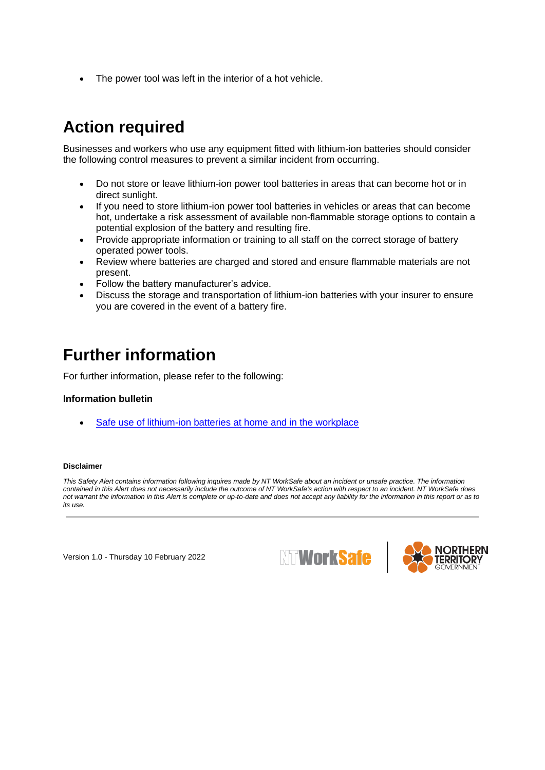- The power tool was left in the interior of a hot vehicle.

## Action required

Businesses and workers who use any equipment fitted with lithium-ion batteries should consider the following control measures to prevent a similar incident from occurring.

- Do not store or leave lithium-ion power tool batteries in areas that can become hot or in direct sunlight.
- If you need to store lithium-ion power tool batteries in vehicles or areas that can become hot, undertake a risk assessment of available non-flammable storage options to contain a potential explosion of the battery and resulting fire.
- Provide appropriate information or training to all staff on the correct storage of battery operated power tools.
- Review where batteries are charged and stored and ensure flammable materials are not present.
- Follow the battery manufacturer's advice.
- Discuss the storage and transportation of lithium-ion batteries with your insurer to ensure you are covered in the event of a battery fire.

## Further information

For further information, please refer to the following:

### Information bulletin

- Safe use of lithium-ion batteries at home and in the workplace

**Disclaimer**

*This Safety Alert contains information following inquires made by NT WorkSafe about an incident or unsafe practice. The information contained in this Alert does not necessarily include the outcome of NT WorkSafe's action with respect to an incident. NT WorkSafe does not warrant the information in this Alert is complete or up-to-date and does not accept any liability for the information in this report or as to its use.*

Version 1.0 - Thursday 10 February 2022